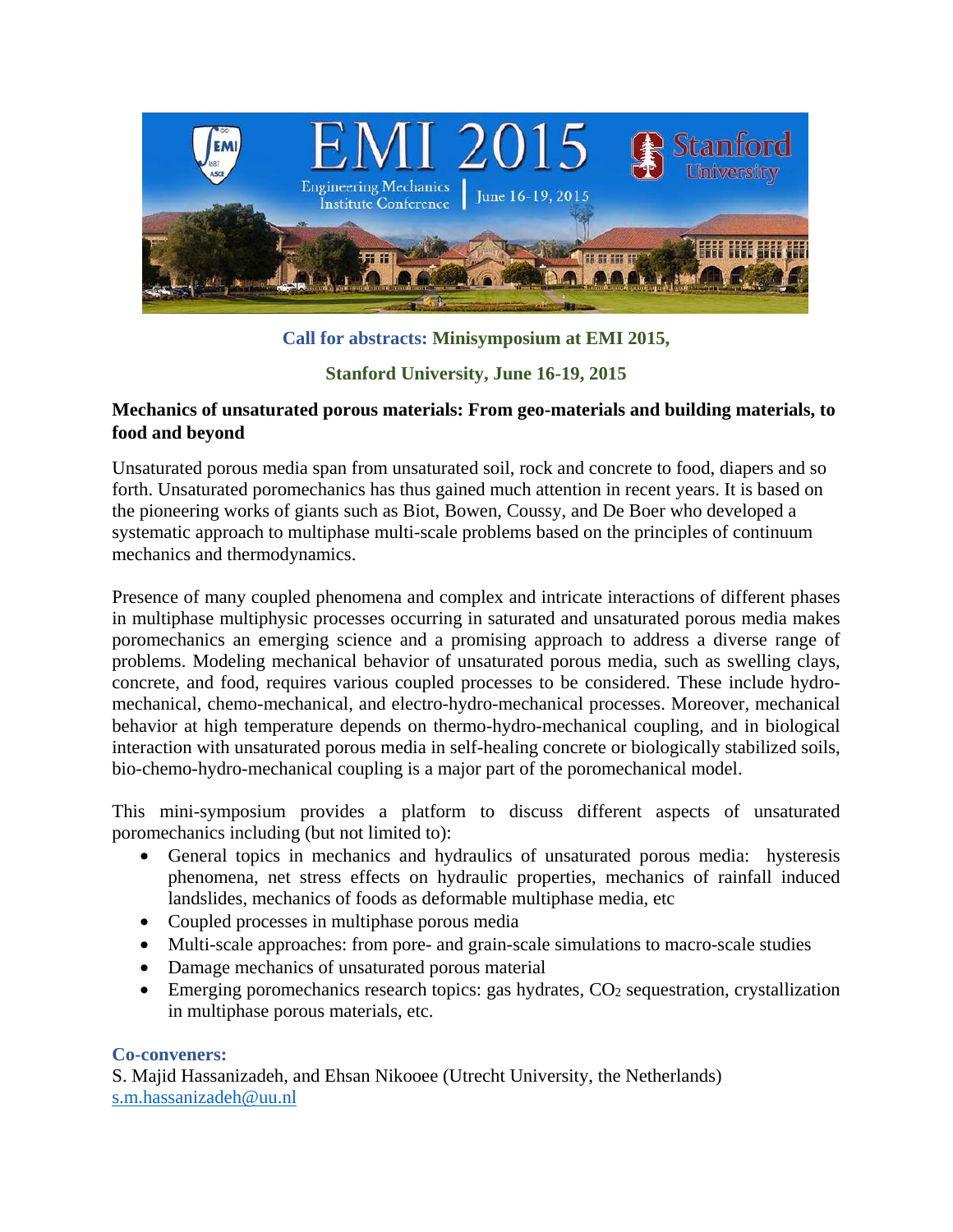**Call for abstracts: Minisymposium at EMI 2015,**

**Stanford University, June 16-19, 2015**

## Mechanics of unsaturated porous materials: From geo-materials and building materials, to food and beyond

Unsaturated porous media span from unsaturated soil, rock and concrete to food, diapers and so forth. Unsaturated poromechanics has thus gained much attention in recent years. It is based on the pioneering works of giants such as Biot, Bowen, Coussy, and De Boer who developed a systematic approach to multiphase multi-scale problems based on the principles of continuum mechanics and thermodynamics.

Presence of many coupled phenomena and complex and intricate interactions of different phases in multiphase multiphysic processes occurring in saturated and unsaturated porous media makes poromechanics an emerging science and a promising approach to address a diverse range of problems. Modeling mechanical behavior of unsaturated porous media, such as swelling clays, concrete, and food, requires various coupled processes to be considered. These include hydro-mechanical, chemo-mechanical, and electro-hydro-mechanical processes. Moreover, mechanical behavior at high temperature depends on thermo-hydro-mechanical coupling, and in biological interaction with unsaturated porous media in self-healing concrete or biologically stabilized soils, bio-chemo-hydro-mechanical coupling is a major part of the poromechanical model.

This mini-symposium provides a platform to discuss different aspects of unsaturated poromechanics including (but not limited to):

- General topics in mechanics and hydraulics of unsaturated porous media: hysteresis phenomena, net stress effects on hydraulic properties, mechanics of rainfall induced landslides, mechanics of foods as deformable multiphase media, etc
- Coupled processes in multiphase porous media
- Multi-scale approaches: from pore- and grain-scale simulations to macro-scale studies
- Damage mechanics of unsaturated porous material
- Emerging poromechanics research topics: gas hydrates, $CO_2$ sequestration, crystallization in multiphase porous materials, etc.

**Co-conveners:**

S. Majid Hassanizadeh, and Ehsan Nikooee (Utrecht University, the Netherlands)
s.m.hassanizadeh@uu.nl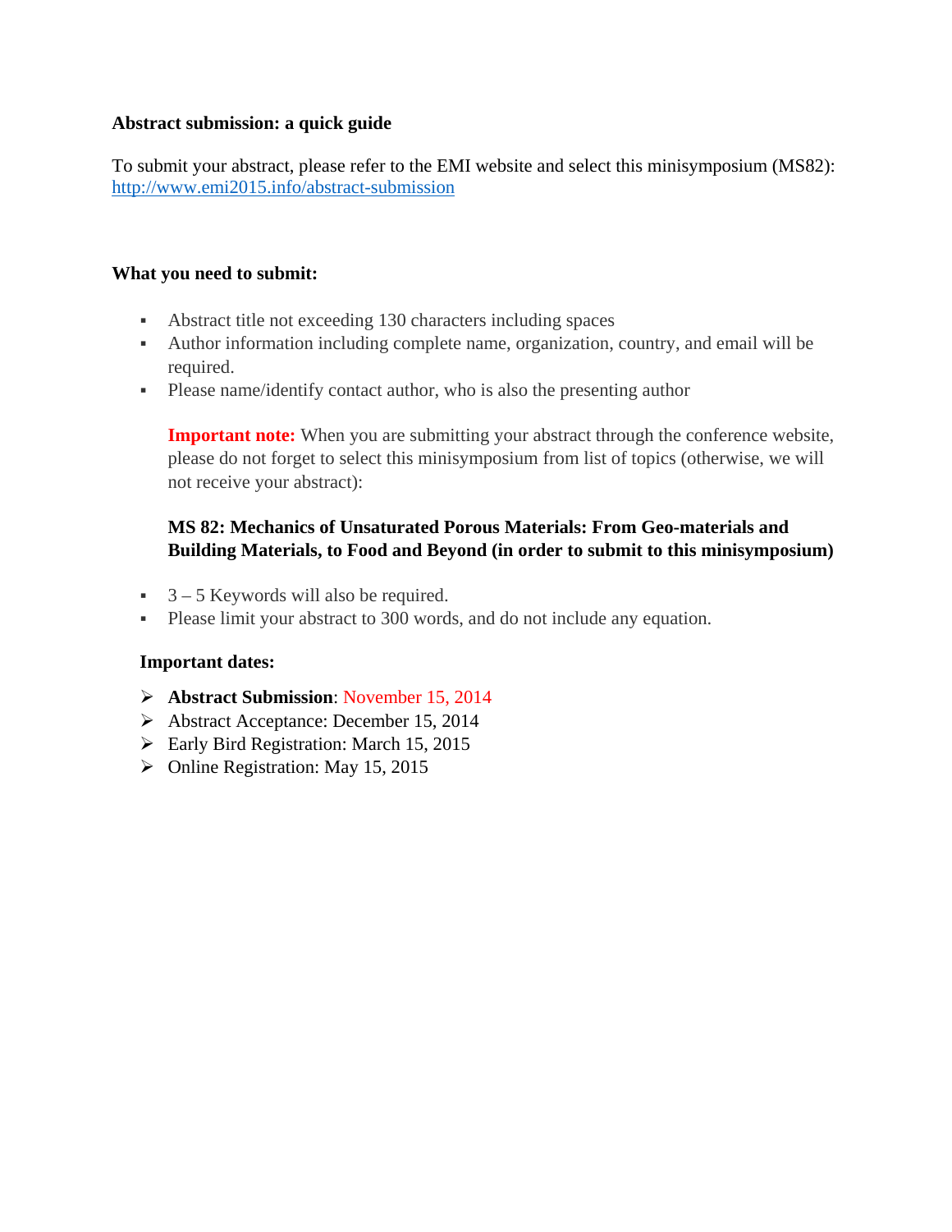**Abstract submission: a quick guide**

To submit your abstract, please refer to the EMI website and select this minisymposium (MS82): http://www.emi2015.info/abstract-submission

**What you need to submit:**

- Abstract title not exceeding 130 characters including spaces
- Author information including complete name, organization, country, and email will be required.
- Please name/identify contact author, who is also the presenting author

  **Important note:** When you are submitting your abstract through the conference website, please do not forget to select this minisymposium from list of topics (otherwise, we will not receive your abstract):

  **MS 82: Mechanics of Unsaturated Porous Materials: From Geo-materials and Building Materials, to Food and Beyond (in order to submit to this minisymposium)**

- 3 – 5 Keywords will also be required.
- Please limit your abstract to 300 words, and do not include any equation.

**Important dates:**

- **Abstract Submission**: November 15, 2014
- Abstract Acceptance: December 15, 2014
- Early Bird Registration: March 15, 2015
- Online Registration: May 15, 2015